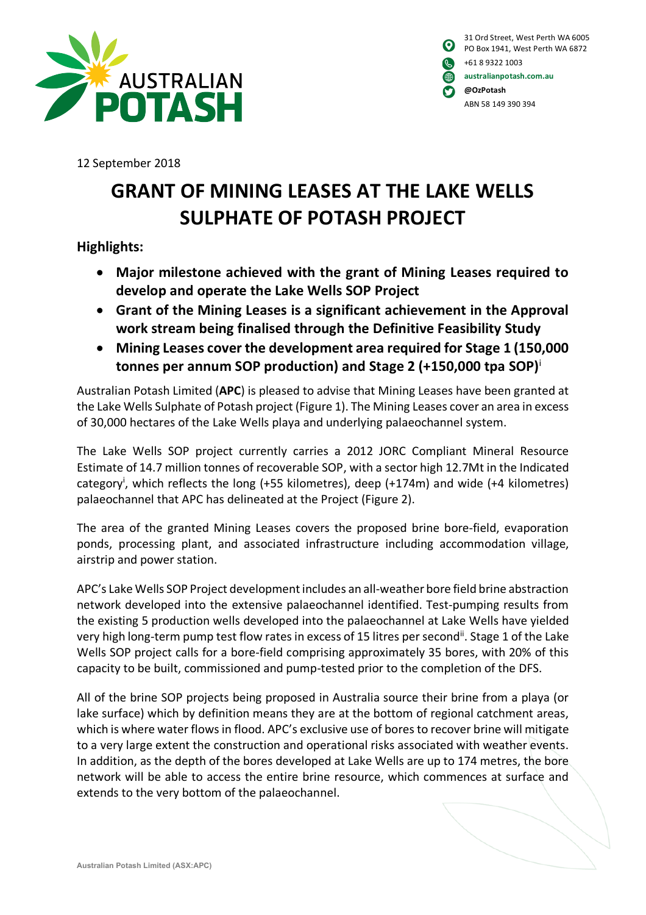31 Ord Street, West Perth WA 6005
PO Box 1941, West Perth WA 6872
+61 8 9322 1003
australianpotash.com.au
@OzPotash
ABN 58 149 390 394

12 September 2018

# GRANT OF MINING LEASES AT THE LAKE WELLS SULPHATE OF POTASH PROJECT

## Highlights:

- **Major milestone achieved with the grant of Mining Leases required to develop and operate the Lake Wells SOP Project**
- **Grant of the Mining Leases is a significant achievement in the Approval work stream being finalised through the Definitive Feasibility Study**
- **Mining Leases cover the development area required for Stage 1 (150,000 tonnes per annum SOP production) and Stage 2 (+150,000 tpa SOP)**[i]

Australian Potash Limited (**APC**) is pleased to advise that Mining Leases have been granted at the Lake Wells Sulphate of Potash project (Figure 1). The Mining Leases cover an area in excess of 30,000 hectares of the Lake Wells playa and underlying palaeochannel system.

The Lake Wells SOP project currently carries a 2012 JORC Compliant Mineral Resource Estimate of 14.7 million tonnes of recoverable SOP, with a sector high 12.7Mt in the Indicated category[i], which reflects the long (+55 kilometres), deep (+174m) and wide (+4 kilometres) palaeochannel that APC has delineated at the Project (Figure 2).

The area of the granted Mining Leases covers the proposed brine bore-field, evaporation ponds, processing plant, and associated infrastructure including accommodation village, airstrip and power station.

APC's Lake Wells SOP Project development includes an all-weather bore field brine abstraction network developed into the extensive palaeochannel identified. Test-pumping results from the existing 5 production wells developed into the palaeochannel at Lake Wells have yielded very high long-term pump test flow rates in excess of 15 litres per second[ii]. Stage 1 of the Lake Wells SOP project calls for a bore-field comprising approximately 35 bores, with 20% of this capacity to be built, commissioned and pump-tested prior to the completion of the DFS.

All of the brine SOP projects being proposed in Australia source their brine from a playa (or lake surface) which by definition means they are at the bottom of regional catchment areas, which is where water flows in flood. APC's exclusive use of bores to recover brine will mitigate to a very large extent the construction and operational risks associated with weather events. In addition, as the depth of the bores developed at Lake Wells are up to 174 metres, the bore network will be able to access the entire brine resource, which commences at surface and extends to the very bottom of the palaeochannel.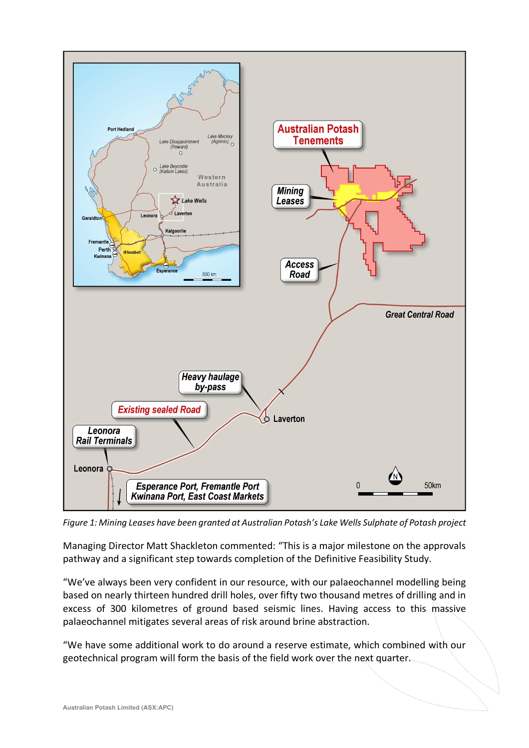Australian Potash Tenements

Mining Leases

Access Road

Great Central Road

Heavy haulage by-pass

Existing sealed Road

Laverton

Leonora Rail Terminals

Leonora

Esperance Port, Fremantle Port Kwinana Port, East Coast Markets

0

50km

Port Hedland

Lake Disappointment (Reward)

Lake Mackay (Agrimin)

Lake Beyondie (Kalium Lakes)

Western Australia

Lake Wells

Leonora

Laverton

Geraldton

Kalgoorlie

Fremantle

Perth

Kwinana

Wheatbelt

Esperance

500 km

*Figure 1: Mining Leases have been granted at Australian Potash's Lake Wells Sulphate of Potash project*

Managing Director Matt Shackleton commented: "This is a major milestone on the approvals pathway and a significant step towards completion of the Definitive Feasibility Study.

"We've always been very confident in our resource, with our palaeochannel modelling being based on nearly thirteen hundred drill holes, over fifty two thousand metres of drilling and in excess of 300 kilometres of ground based seismic lines. Having access to this massive palaeochannel mitigates several areas of risk around brine abstraction.

"We have some additional work to do around a reserve estimate, which combined with our geotechnical program will form the basis of the field work over the next quarter.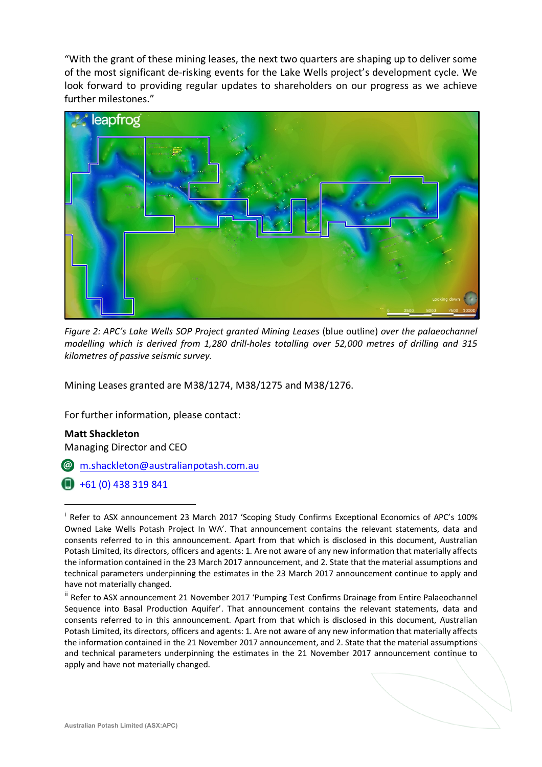"With the grant of these mining leases, the next two quarters are shaping up to deliver some of the most significant de-risking events for the Lake Wells project's development cycle. We look forward to providing regular updates to shareholders on our progress as we achieve further milestones."

*Figure 2: APC's Lake Wells SOP Project granted Mining Leases* (blue outline) *over the palaeochannel modelling which is derived from 1,280 drill-holes totalling over 52,000 metres of drilling and 315 kilometres of passive seismic survey.*

Mining Leases granted are M38/1274, M38/1275 and M38/1276.

For further information, please contact:

**Matt Shackleton**
Managing Director and CEO

m.shackleton@australianpotash.com.au

+61 (0) 438 319 841

---

[i] Refer to ASX announcement 23 March 2017 'Scoping Study Confirms Exceptional Economics of APC's 100% Owned Lake Wells Potash Project In WA'. That announcement contains the relevant statements, data and consents referred to in this announcement. Apart from that which is disclosed in this document, Australian Potash Limited, its directors, officers and agents: 1. Are not aware of any new information that materially affects the information contained in the 23 March 2017 announcement, and 2. State that the material assumptions and technical parameters underpinning the estimates in the 23 March 2017 announcement continue to apply and have not materially changed.

[ii] Refer to ASX announcement 21 November 2017 'Pumping Test Confirms Drainage from Entire Palaeochannel Sequence into Basal Production Aquifer'. That announcement contains the relevant statements, data and consents referred to in this announcement. Apart from that which is disclosed in this document, Australian Potash Limited, its directors, officers and agents: 1. Are not aware of any new information that materially affects the information contained in the 21 November 2017 announcement, and 2. State that the material assumptions and technical parameters underpinning the estimates in the 21 November 2017 announcement continue to apply and have not materially changed.